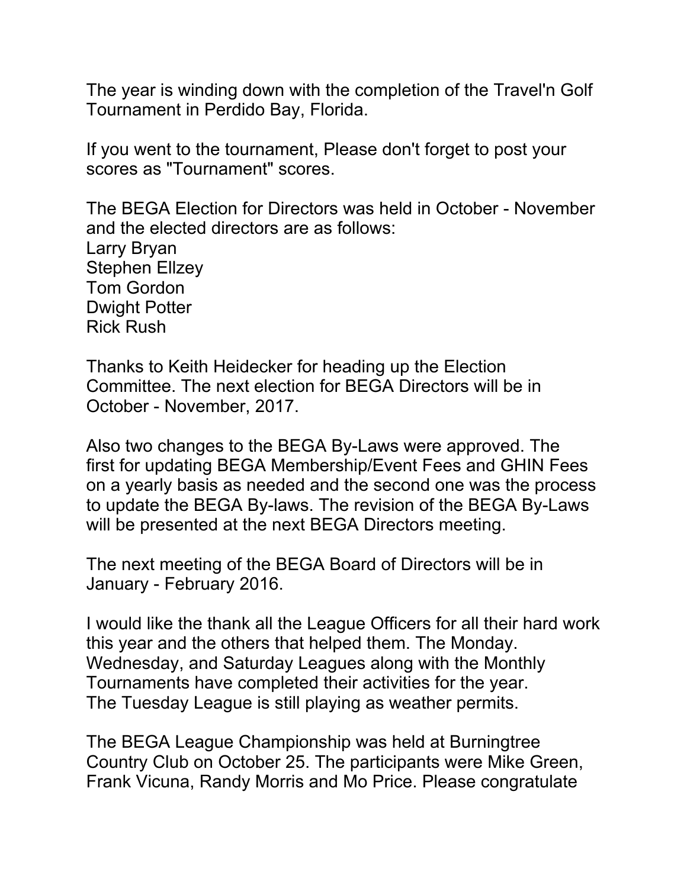The year is winding down with the completion of the Travel'n Golf Tournament in Perdido Bay, Florida.

If you went to the tournament, Please don't forget to post your scores as "Tournament" scores.

The BEGA Election for Directors was held in October - November and the elected directors are as follows:
Larry Bryan
Stephen Ellzey
Tom Gordon
Dwight Potter
Rick Rush

Thanks to Keith Heidecker for heading up the Election Committee. The next election for BEGA Directors will be in October - November, 2017.

Also two changes to the BEGA By-Laws were approved. The first for updating BEGA Membership/Event Fees and GHIN Fees on a yearly basis as needed and the second one was the process to update the BEGA By-laws. The revision of the BEGA By-Laws will be presented at the next BEGA Directors meeting.

The next meeting of the BEGA Board of Directors will be in January - February 2016.

I would like the thank all the League Officers for all their hard work this year and the others that helped them. The Monday. Wednesday, and Saturday Leagues along with the Monthly Tournaments have completed their activities for the year. The Tuesday League is still playing as weather permits.

The BEGA League Championship was held at Burningtree Country Club on October 25. The participants were Mike Green, Frank Vicuna, Randy Morris and Mo Price. Please congratulate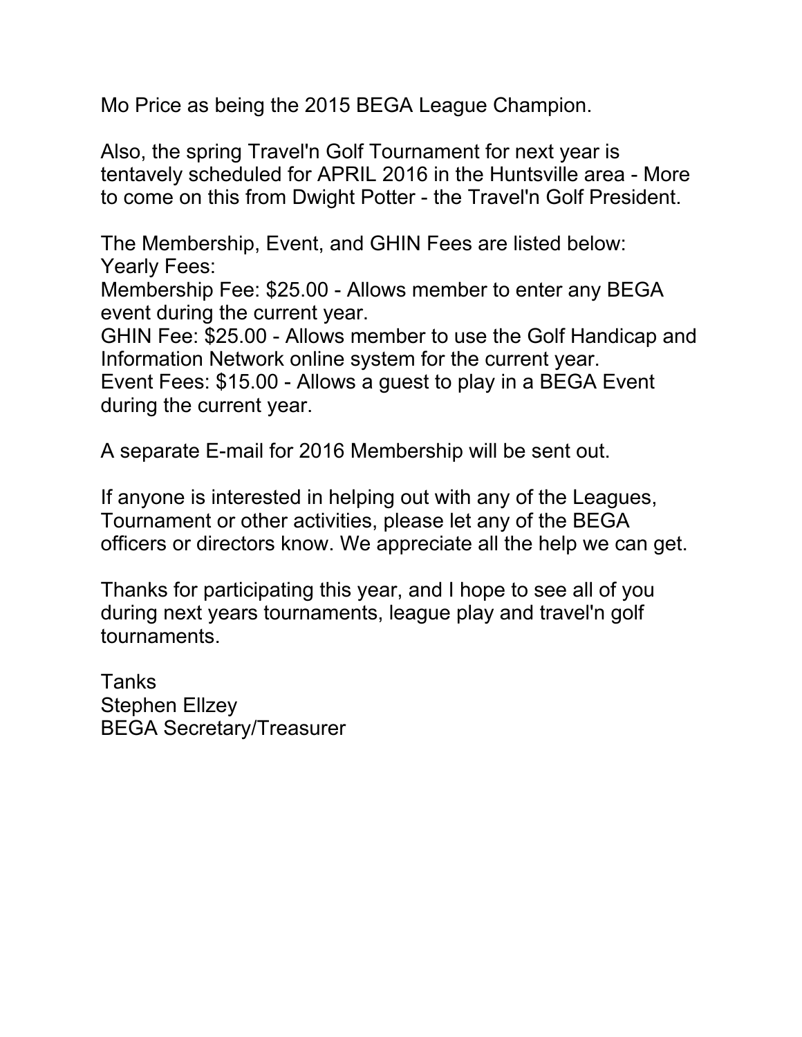Mo Price as being the 2015 BEGA League Champion.

Also, the spring Travel'n Golf Tournament for next year is tentavely scheduled for APRIL 2016 in the Huntsville area - More to come on this from Dwight Potter - the Travel'n Golf President.

The Membership, Event, and GHIN Fees are listed below:
Yearly Fees:
Membership Fee: $25.00 - Allows member to enter any BEGA event during the current year.
GHIN Fee: $25.00 - Allows member to use the Golf Handicap and Information Network online system for the current year.
Event Fees: $15.00 - Allows a guest to play in a BEGA Event during the current year.

A separate E-mail for 2016 Membership will be sent out.

If anyone is interested in helping out with any of the Leagues, Tournament or other activities, please let any of the BEGA officers or directors know. We appreciate all the help we can get.

Thanks for participating this year, and I hope to see all of you during next years tournaments, league play and travel'n golf tournaments.

Tanks
Stephen Ellzey
BEGA Secretary/Treasurer